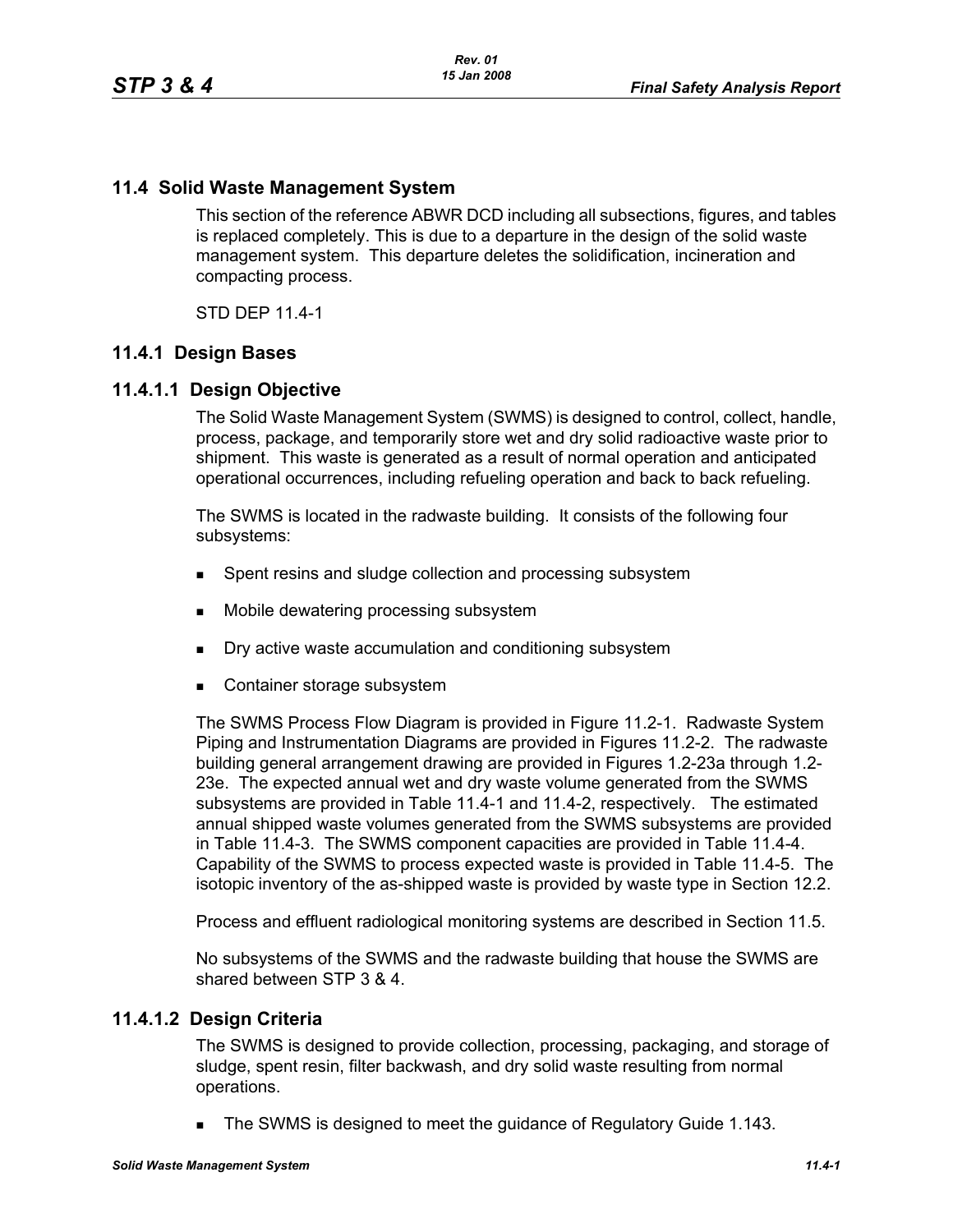## 11.4 Solid Waste Management System

This section of the reference ABWR DCD including all subsections, figures, and tables is replaced completely. This is due to a departure in the design of the solid waste management system. This departure deletes the solidification, incineration and compacting process.

STD DEP 11.4-1

### 11.4.1 Design Bases

#### 11.4.1.1 Design Objective

The Solid Waste Management System (SWMS) is designed to control, collect, handle, process, package, and temporarily store wet and dry solid radioactive waste prior to shipment. This waste is generated as a result of normal operation and anticipated operational occurrences, including refueling operation and back to back refueling.

The SWMS is located in the radwaste building. It consists of the following four subsystems:

- Spent resins and sludge collection and processing subsystem
- Mobile dewatering processing subsystem
- Dry active waste accumulation and conditioning subsystem
- Container storage subsystem

The SWMS Process Flow Diagram is provided in Figure 11.2-1. Radwaste System Piping and Instrumentation Diagrams are provided in Figures 11.2-2. The radwaste building general arrangement drawing are provided in Figures 1.2-23a through 1.2-23e. The expected annual wet and dry waste volume generated from the SWMS subsystems are provided in Table 11.4-1 and 11.4-2, respectively. The estimated annual shipped waste volumes generated from the SWMS subsystems are provided in Table 11.4-3. The SWMS component capacities are provided in Table 11.4-4. Capability of the SWMS to process expected waste is provided in Table 11.4-5. The isotopic inventory of the as-shipped waste is provided by waste type in Section 12.2.

Process and effluent radiological monitoring systems are described in Section 11.5.

No subsystems of the SWMS and the radwaste building that house the SWMS are shared between STP 3 & 4.

#### 11.4.1.2 Design Criteria

The SWMS is designed to provide collection, processing, packaging, and storage of sludge, spent resin, filter backwash, and dry solid waste resulting from normal operations.

- The SWMS is designed to meet the guidance of Regulatory Guide 1.143.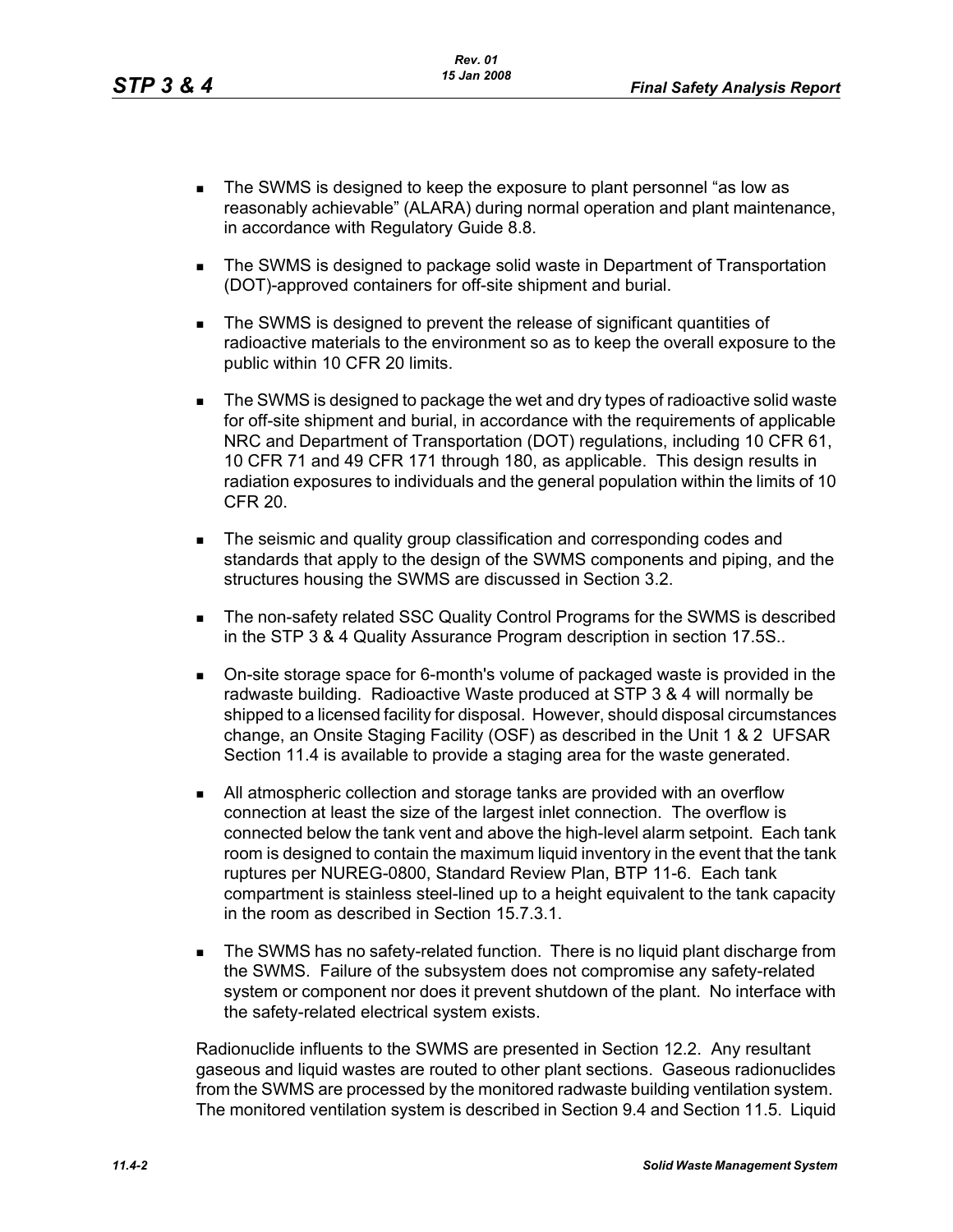- The SWMS is designed to keep the exposure to plant personnel "as low as reasonably achievable" (ALARA) during normal operation and plant maintenance, in accordance with Regulatory Guide 8.8.
- The SWMS is designed to package solid waste in Department of Transportation (DOT)-approved containers for off-site shipment and burial.
- The SWMS is designed to prevent the release of significant quantities of radioactive materials to the environment so as to keep the overall exposure to the public within 10 CFR 20 limits.
- The SWMS is designed to package the wet and dry types of radioactive solid waste for off-site shipment and burial, in accordance with the requirements of applicable NRC and Department of Transportation (DOT) regulations, including 10 CFR 61, 10 CFR 71 and 49 CFR 171 through 180, as applicable. This design results in radiation exposures to individuals and the general population within the limits of 10 CFR 20.
- The seismic and quality group classification and corresponding codes and standards that apply to the design of the SWMS components and piping, and the structures housing the SWMS are discussed in Section 3.2.
- The non-safety related SSC Quality Control Programs for the SWMS is described in the STP 3 & 4 Quality Assurance Program description in section 17.5S..
- On-site storage space for 6-month's volume of packaged waste is provided in the radwaste building. Radioactive Waste produced at STP 3 & 4 will normally be shipped to a licensed facility for disposal. However, should disposal circumstances change, an Onsite Staging Facility (OSF) as described in the Unit 1 & 2 UFSAR Section 11.4 is available to provide a staging area for the waste generated.
- All atmospheric collection and storage tanks are provided with an overflow connection at least the size of the largest inlet connection. The overflow is connected below the tank vent and above the high-level alarm setpoint. Each tank room is designed to contain the maximum liquid inventory in the event that the tank ruptures per NUREG-0800, Standard Review Plan, BTP 11-6. Each tank compartment is stainless steel-lined up to a height equivalent to the tank capacity in the room as described in Section 15.7.3.1.
- The SWMS has no safety-related function. There is no liquid plant discharge from the SWMS. Failure of the subsystem does not compromise any safety-related system or component nor does it prevent shutdown of the plant. No interface with the safety-related electrical system exists.

Radionuclide influents to the SWMS are presented in Section 12.2. Any resultant gaseous and liquid wastes are routed to other plant sections. Gaseous radionuclides from the SWMS are processed by the monitored radwaste building ventilation system. The monitored ventilation system is described in Section 9.4 and Section 11.5. Liquid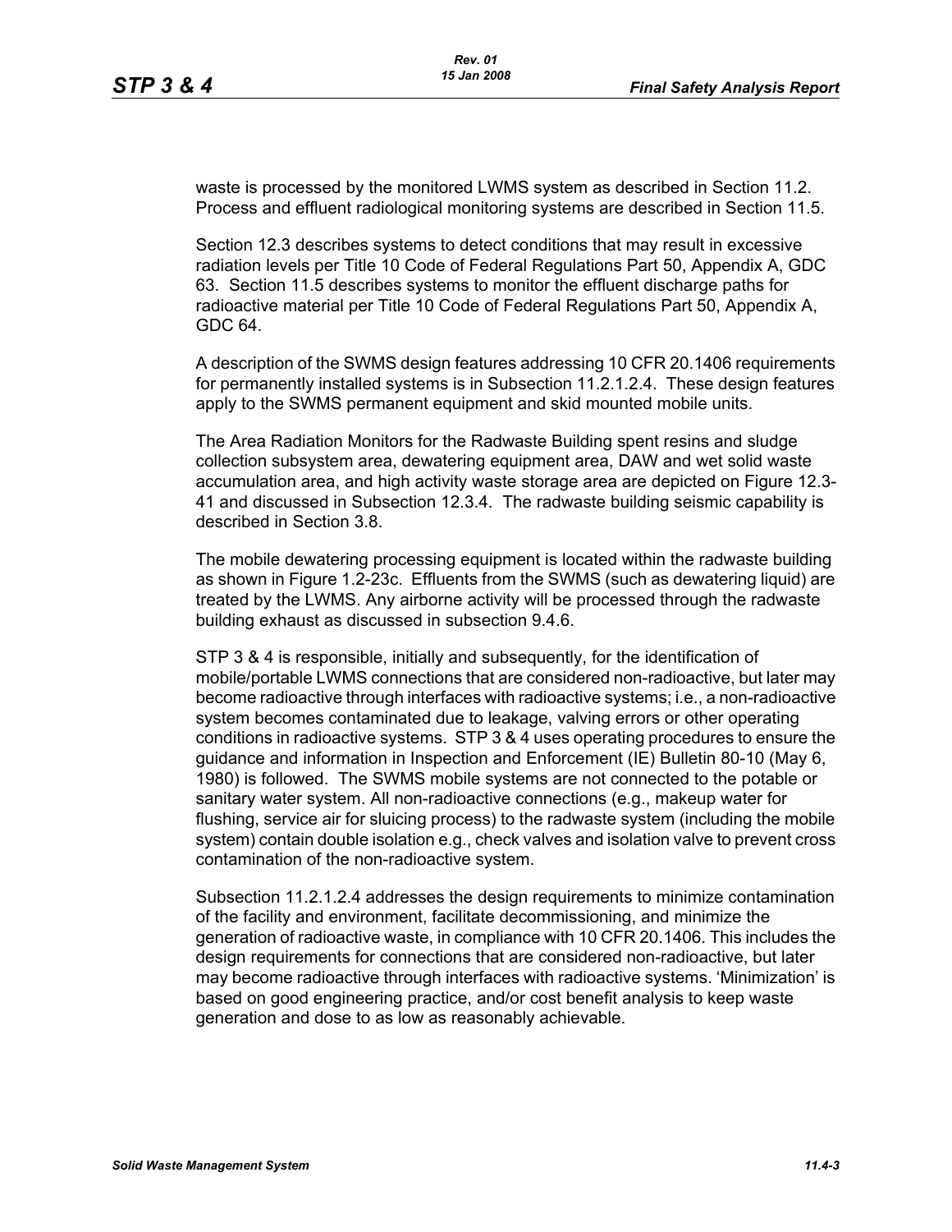waste is processed by the monitored LWMS system as described in Section 11.2. Process and effluent radiological monitoring systems are described in Section 11.5.

Section 12.3 describes systems to detect conditions that may result in excessive radiation levels per Title 10 Code of Federal Regulations Part 50, Appendix A, GDC 63. Section 11.5 describes systems to monitor the effluent discharge paths for radioactive material per Title 10 Code of Federal Regulations Part 50, Appendix A, GDC 64.

A description of the SWMS design features addressing 10 CFR 20.1406 requirements for permanently installed systems is in Subsection 11.2.1.2.4. These design features apply to the SWMS permanent equipment and skid mounted mobile units.

The Area Radiation Monitors for the Radwaste Building spent resins and sludge collection subsystem area, dewatering equipment area, DAW and wet solid waste accumulation area, and high activity waste storage area are depicted on Figure 12.3-41 and discussed in Subsection 12.3.4. The radwaste building seismic capability is described in Section 3.8.

The mobile dewatering processing equipment is located within the radwaste building as shown in Figure 1.2-23c. Effluents from the SWMS (such as dewatering liquid) are treated by the LWMS. Any airborne activity will be processed through the radwaste building exhaust as discussed in subsection 9.4.6.

STP 3 & 4 is responsible, initially and subsequently, for the identification of mobile/portable LWMS connections that are considered non-radioactive, but later may become radioactive through interfaces with radioactive systems; i.e., a non-radioactive system becomes contaminated due to leakage, valving errors or other operating conditions in radioactive systems. STP 3 & 4 uses operating procedures to ensure the guidance and information in Inspection and Enforcement (IE) Bulletin 80-10 (May 6, 1980) is followed. The SWMS mobile systems are not connected to the potable or sanitary water system. All non-radioactive connections (e.g., makeup water for flushing, service air for sluicing process) to the radwaste system (including the mobile system) contain double isolation e.g., check valves and isolation valve to prevent cross contamination of the non-radioactive system.

Subsection 11.2.1.2.4 addresses the design requirements to minimize contamination of the facility and environment, facilitate decommissioning, and minimize the generation of radioactive waste, in compliance with 10 CFR 20.1406. This includes the design requirements for connections that are considered non-radioactive, but later may become radioactive through interfaces with radioactive systems. 'Minimization' is based on good engineering practice, and/or cost benefit analysis to keep waste generation and dose to as low as reasonably achievable.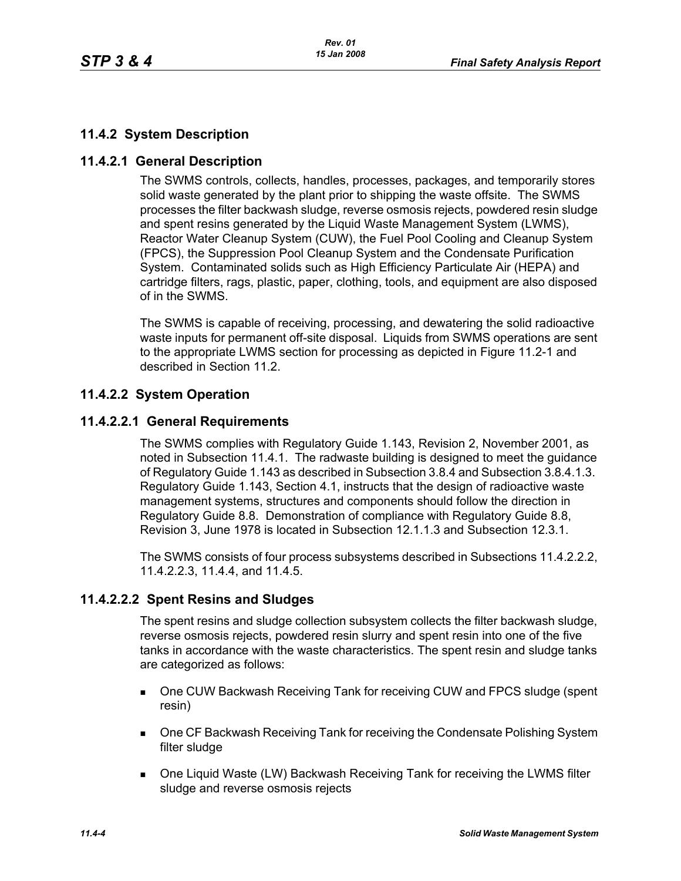## 11.4.2 System Description

### 11.4.2.1 General Description

The SWMS controls, collects, handles, processes, packages, and temporarily stores solid waste generated by the plant prior to shipping the waste offsite. The SWMS processes the filter backwash sludge, reverse osmosis rejects, powdered resin sludge and spent resins generated by the Liquid Waste Management System (LWMS), Reactor Water Cleanup System (CUW), the Fuel Pool Cooling and Cleanup System (FPCS), the Suppression Pool Cleanup System and the Condensate Purification System. Contaminated solids such as High Efficiency Particulate Air (HEPA) and cartridge filters, rags, plastic, paper, clothing, tools, and equipment are also disposed of in the SWMS.

The SWMS is capable of receiving, processing, and dewatering the solid radioactive waste inputs for permanent off-site disposal. Liquids from SWMS operations are sent to the appropriate LWMS section for processing as depicted in Figure 11.2-1 and described in Section 11.2.

### 11.4.2.2 System Operation

#### 11.4.2.2.1 General Requirements

The SWMS complies with Regulatory Guide 1.143, Revision 2, November 2001, as noted in Subsection 11.4.1. The radwaste building is designed to meet the guidance of Regulatory Guide 1.143 as described in Subsection 3.8.4 and Subsection 3.8.4.1.3. Regulatory Guide 1.143, Section 4.1, instructs that the design of radioactive waste management systems, structures and components should follow the direction in Regulatory Guide 8.8. Demonstration of compliance with Regulatory Guide 8.8, Revision 3, June 1978 is located in Subsection 12.1.1.3 and Subsection 12.3.1.

The SWMS consists of four process subsystems described in Subsections 11.4.2.2.2, 11.4.2.2.3, 11.4.4, and 11.4.5.

#### 11.4.2.2.2 Spent Resins and Sludges

The spent resins and sludge collection subsystem collects the filter backwash sludge, reverse osmosis rejects, powdered resin slurry and spent resin into one of the five tanks in accordance with the waste characteristics. The spent resin and sludge tanks are categorized as follows:

- One CUW Backwash Receiving Tank for receiving CUW and FPCS sludge (spent resin)
- One CF Backwash Receiving Tank for receiving the Condensate Polishing System filter sludge
- One Liquid Waste (LW) Backwash Receiving Tank for receiving the LWMS filter sludge and reverse osmosis rejects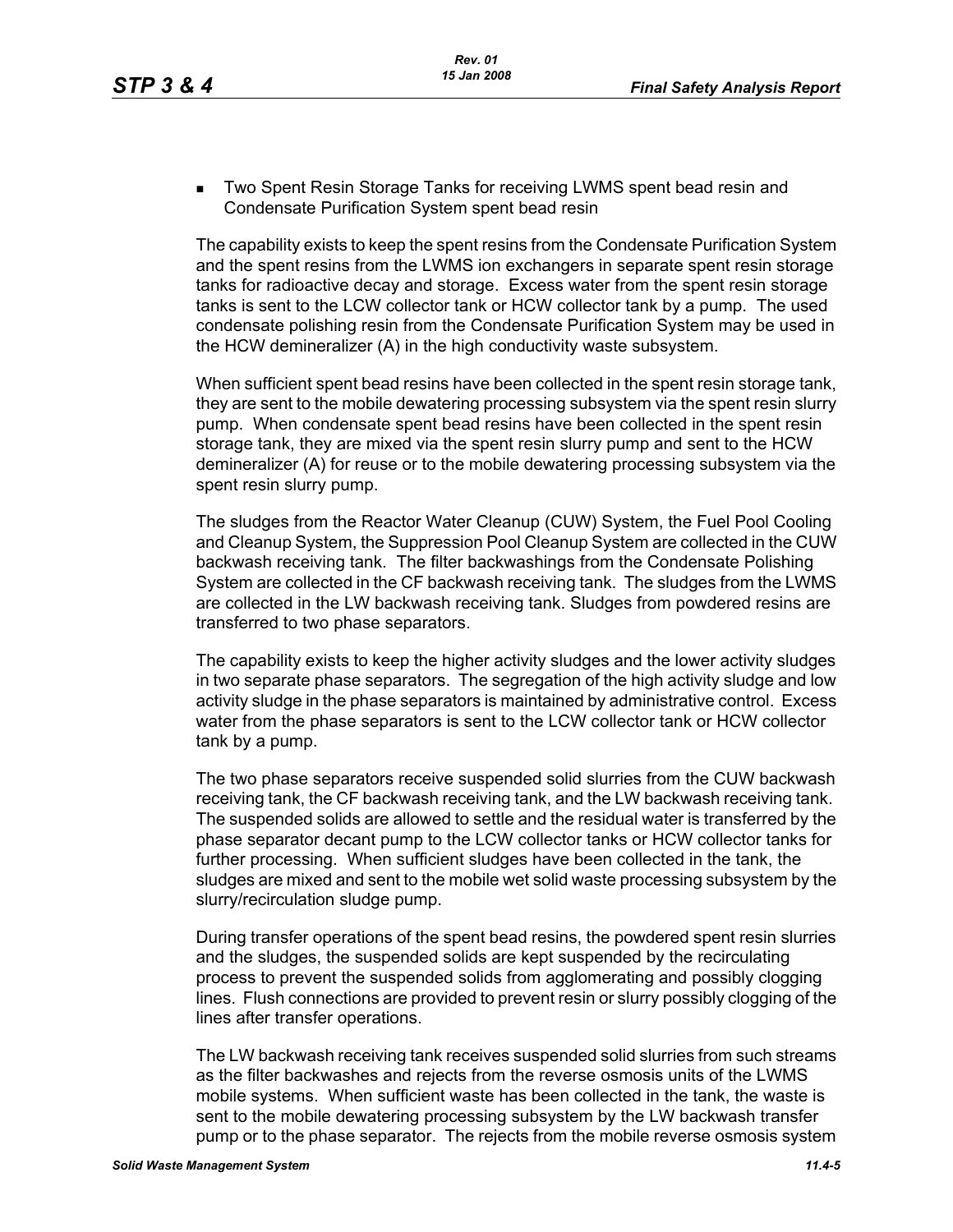- Two Spent Resin Storage Tanks for receiving LWMS spent bead resin and Condensate Purification System spent bead resin

The capability exists to keep the spent resins from the Condensate Purification System and the spent resins from the LWMS ion exchangers in separate spent resin storage tanks for radioactive decay and storage. Excess water from the spent resin storage tanks is sent to the LCW collector tank or HCW collector tank by a pump. The used condensate polishing resin from the Condensate Purification System may be used in the HCW demineralizer (A) in the high conductivity waste subsystem.

When sufficient spent bead resins have been collected in the spent resin storage tank, they are sent to the mobile dewatering processing subsystem via the spent resin slurry pump. When condensate spent bead resins have been collected in the spent resin storage tank, they are mixed via the spent resin slurry pump and sent to the HCW demineralizer (A) for reuse or to the mobile dewatering processing subsystem via the spent resin slurry pump.

The sludges from the Reactor Water Cleanup (CUW) System, the Fuel Pool Cooling and Cleanup System, the Suppression Pool Cleanup System are collected in the CUW backwash receiving tank. The filter backwashings from the Condensate Polishing System are collected in the CF backwash receiving tank. The sludges from the LWMS are collected in the LW backwash receiving tank. Sludges from powdered resins are transferred to two phase separators.

The capability exists to keep the higher activity sludges and the lower activity sludges in two separate phase separators. The segregation of the high activity sludge and low activity sludge in the phase separators is maintained by administrative control. Excess water from the phase separators is sent to the LCW collector tank or HCW collector tank by a pump.

The two phase separators receive suspended solid slurries from the CUW backwash receiving tank, the CF backwash receiving tank, and the LW backwash receiving tank. The suspended solids are allowed to settle and the residual water is transferred by the phase separator decant pump to the LCW collector tanks or HCW collector tanks for further processing. When sufficient sludges have been collected in the tank, the sludges are mixed and sent to the mobile wet solid waste processing subsystem by the slurry/recirculation sludge pump.

During transfer operations of the spent bead resins, the powdered spent resin slurries and the sludges, the suspended solids are kept suspended by the recirculating process to prevent the suspended solids from agglomerating and possibly clogging lines. Flush connections are provided to prevent resin or slurry possibly clogging of the lines after transfer operations.

The LW backwash receiving tank receives suspended solid slurries from such streams as the filter backwashes and rejects from the reverse osmosis units of the LWMS mobile systems. When sufficient waste has been collected in the tank, the waste is sent to the mobile dewatering processing subsystem by the LW backwash transfer pump or to the phase separator. The rejects from the mobile reverse osmosis system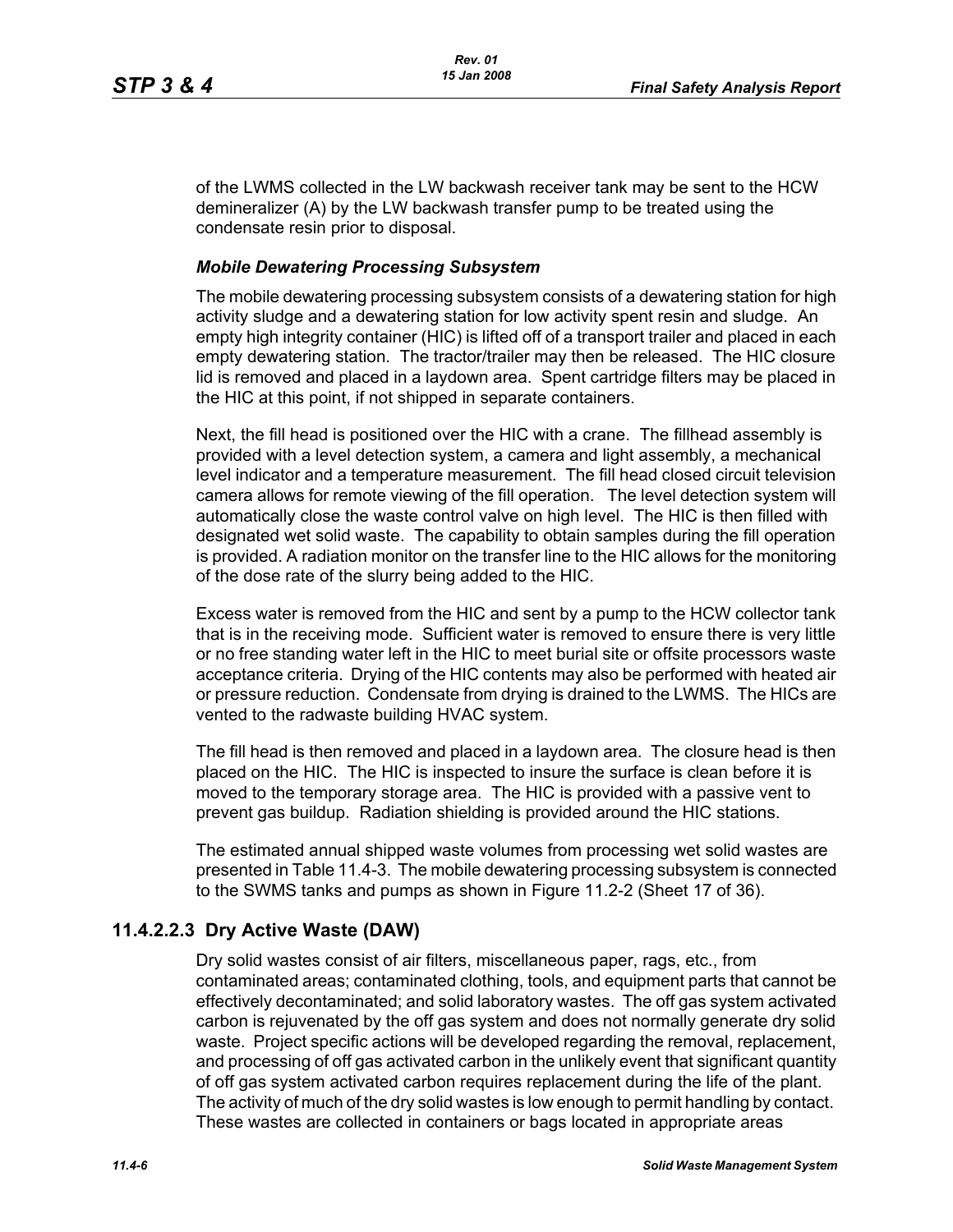of the LWMS collected in the LW backwash receiver tank may be sent to the HCW demineralizer (A) by the LW backwash transfer pump to be treated using the condensate resin prior to disposal.

***Mobile Dewatering Processing Subsystem***

The mobile dewatering processing subsystem consists of a dewatering station for high activity sludge and a dewatering station for low activity spent resin and sludge. An empty high integrity container (HIC) is lifted off of a transport trailer and placed in each empty dewatering station. The tractor/trailer may then be released. The HIC closure lid is removed and placed in a laydown area. Spent cartridge filters may be placed in the HIC at this point, if not shipped in separate containers.

Next, the fill head is positioned over the HIC with a crane. The fillhead assembly is provided with a level detection system, a camera and light assembly, a mechanical level indicator and a temperature measurement. The fill head closed circuit television camera allows for remote viewing of the fill operation. The level detection system will automatically close the waste control valve on high level. The HIC is then filled with designated wet solid waste. The capability to obtain samples during the fill operation is provided. A radiation monitor on the transfer line to the HIC allows for the monitoring of the dose rate of the slurry being added to the HIC.

Excess water is removed from the HIC and sent by a pump to the HCW collector tank that is in the receiving mode. Sufficient water is removed to ensure there is very little or no free standing water left in the HIC to meet burial site or offsite processors waste acceptance criteria. Drying of the HIC contents may also be performed with heated air or pressure reduction. Condensate from drying is drained to the LWMS. The HICs are vented to the radwaste building HVAC system.

The fill head is then removed and placed in a laydown area. The closure head is then placed on the HIC. The HIC is inspected to insure the surface is clean before it is moved to the temporary storage area. The HIC is provided with a passive vent to prevent gas buildup. Radiation shielding is provided around the HIC stations.

The estimated annual shipped waste volumes from processing wet solid wastes are presented in Table 11.4-3. The mobile dewatering processing subsystem is connected to the SWMS tanks and pumps as shown in Figure 11.2-2 (Sheet 17 of 36).

## 11.4.2.2.3 Dry Active Waste (DAW)

Dry solid wastes consist of air filters, miscellaneous paper, rags, etc., from contaminated areas; contaminated clothing, tools, and equipment parts that cannot be effectively decontaminated; and solid laboratory wastes. The off gas system activated carbon is rejuvenated by the off gas system and does not normally generate dry solid waste. Project specific actions will be developed regarding the removal, replacement, and processing of off gas activated carbon in the unlikely event that significant quantity of off gas system activated carbon requires replacement during the life of the plant. The activity of much of the dry solid wastes is low enough to permit handling by contact. These wastes are collected in containers or bags located in appropriate areas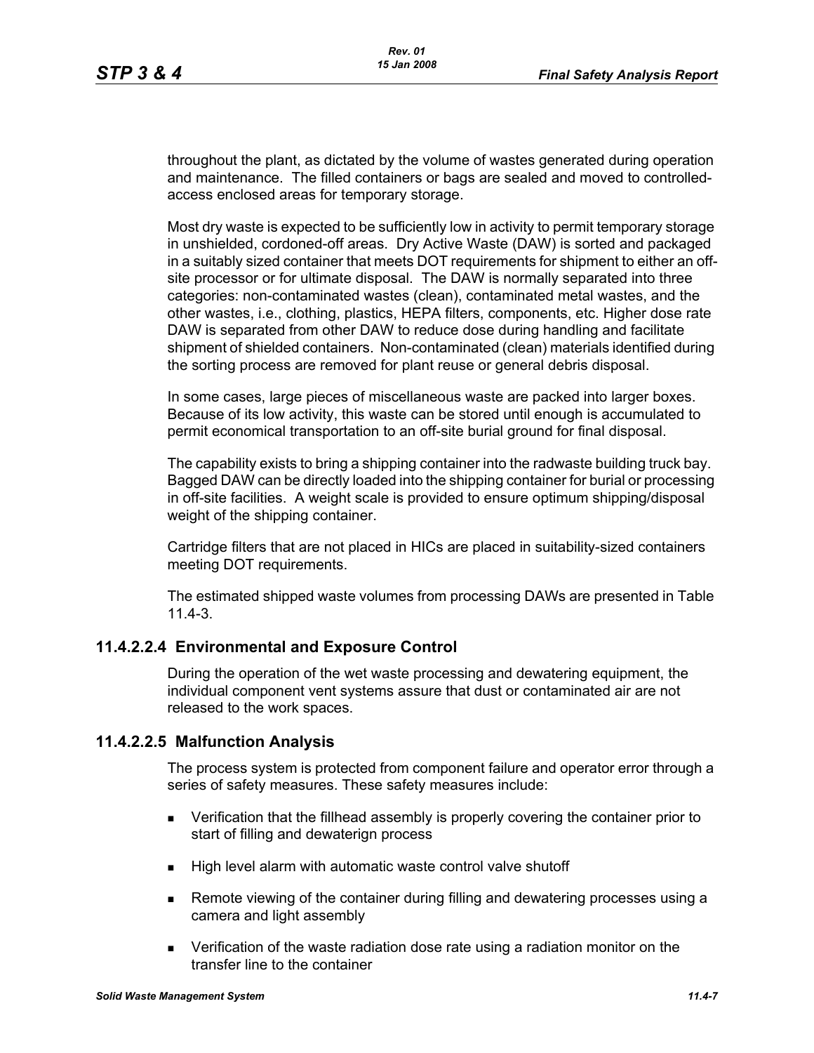throughout the plant, as dictated by the volume of wastes generated during operation and maintenance. The filled containers or bags are sealed and moved to controlled-access enclosed areas for temporary storage.

Most dry waste is expected to be sufficiently low in activity to permit temporary storage in unshielded, cordoned-off areas. Dry Active Waste (DAW) is sorted and packaged in a suitably sized container that meets DOT requirements for shipment to either an off-site processor or for ultimate disposal. The DAW is normally separated into three categories: non-contaminated wastes (clean), contaminated metal wastes, and the other wastes, i.e., clothing, plastics, HEPA filters, components, etc. Higher dose rate DAW is separated from other DAW to reduce dose during handling and facilitate shipment of shielded containers. Non-contaminated (clean) materials identified during the sorting process are removed for plant reuse or general debris disposal.

In some cases, large pieces of miscellaneous waste are packed into larger boxes. Because of its low activity, this waste can be stored until enough is accumulated to permit economical transportation to an off-site burial ground for final disposal.

The capability exists to bring a shipping container into the radwaste building truck bay. Bagged DAW can be directly loaded into the shipping container for burial or processing in off-site facilities. A weight scale is provided to ensure optimum shipping/disposal weight of the shipping container.

Cartridge filters that are not placed in HICs are placed in suitability-sized containers meeting DOT requirements.

The estimated shipped waste volumes from processing DAWs are presented in Table 11.4-3.

### 11.4.2.2.4 Environmental and Exposure Control

During the operation of the wet waste processing and dewatering equipment, the individual component vent systems assure that dust or contaminated air are not released to the work spaces.

### 11.4.2.2.5 Malfunction Analysis

The process system is protected from component failure and operator error through a series of safety measures. These safety measures include:

- Verification that the fillhead assembly is properly covering the container prior to start of filling and dewaterign process
- High level alarm with automatic waste control valve shutoff
- Remote viewing of the container during filling and dewatering processes using a camera and light assembly
- Verification of the waste radiation dose rate using a radiation monitor on the transfer line to the container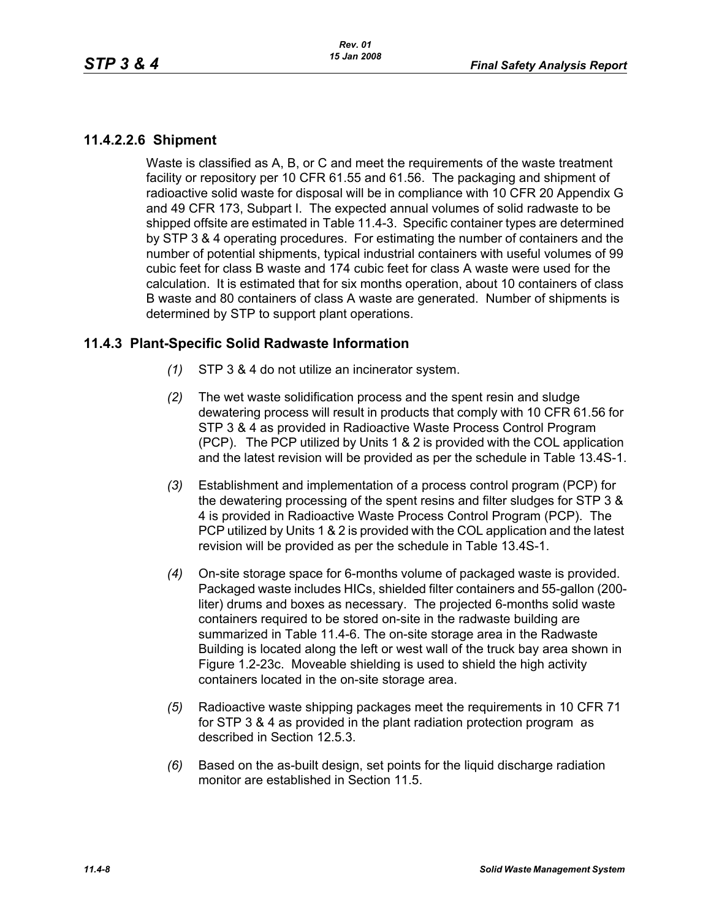#### 11.4.2.2.6 Shipment

Waste is classified as A, B, or C and meet the requirements of the waste treatment facility or repository per 10 CFR 61.55 and 61.56. The packaging and shipment of radioactive solid waste for disposal will be in compliance with 10 CFR 20 Appendix G and 49 CFR 173, Subpart I. The expected annual volumes of solid radwaste to be shipped offsite are estimated in Table 11.4-3. Specific container types are determined by STP 3 & 4 operating procedures. For estimating the number of containers and the number of potential shipments, typical industrial containers with useful volumes of 99 cubic feet for class B waste and 174 cubic feet for class A waste were used for the calculation. It is estimated that for six months operation, about 10 containers of class B waste and 80 containers of class A waste are generated. Number of shipments is determined by STP to support plant operations.

## 11.4.3 Plant-Specific Solid Radwaste Information

*(1)* STP 3 & 4 do not utilize an incinerator system.

*(2)* The wet waste solidification process and the spent resin and sludge dewatering process will result in products that comply with 10 CFR 61.56 for STP 3 & 4 as provided in Radioactive Waste Process Control Program (PCP). The PCP utilized by Units 1 & 2 is provided with the COL application and the latest revision will be provided as per the schedule in Table 13.4S-1.

*(3)* Establishment and implementation of a process control program (PCP) for the dewatering processing of the spent resins and filter sludges for STP 3 & 4 is provided in Radioactive Waste Process Control Program (PCP). The PCP utilized by Units 1 & 2 is provided with the COL application and the latest revision will be provided as per the schedule in Table 13.4S-1.

*(4)* On-site storage space for 6-months volume of packaged waste is provided. Packaged waste includes HICs, shielded filter containers and 55-gallon (200-liter) drums and boxes as necessary. The projected 6-months solid waste containers required to be stored on-site in the radwaste building are summarized in Table 11.4-6. The on-site storage area in the Radwaste Building is located along the left or west wall of the truck bay area shown in Figure 1.2-23c. Moveable shielding is used to shield the high activity containers located in the on-site storage area.

*(5)* Radioactive waste shipping packages meet the requirements in 10 CFR 71 for STP 3 & 4 as provided in the plant radiation protection program as described in Section 12.5.3.

*(6)* Based on the as-built design, set points for the liquid discharge radiation monitor are established in Section 11.5.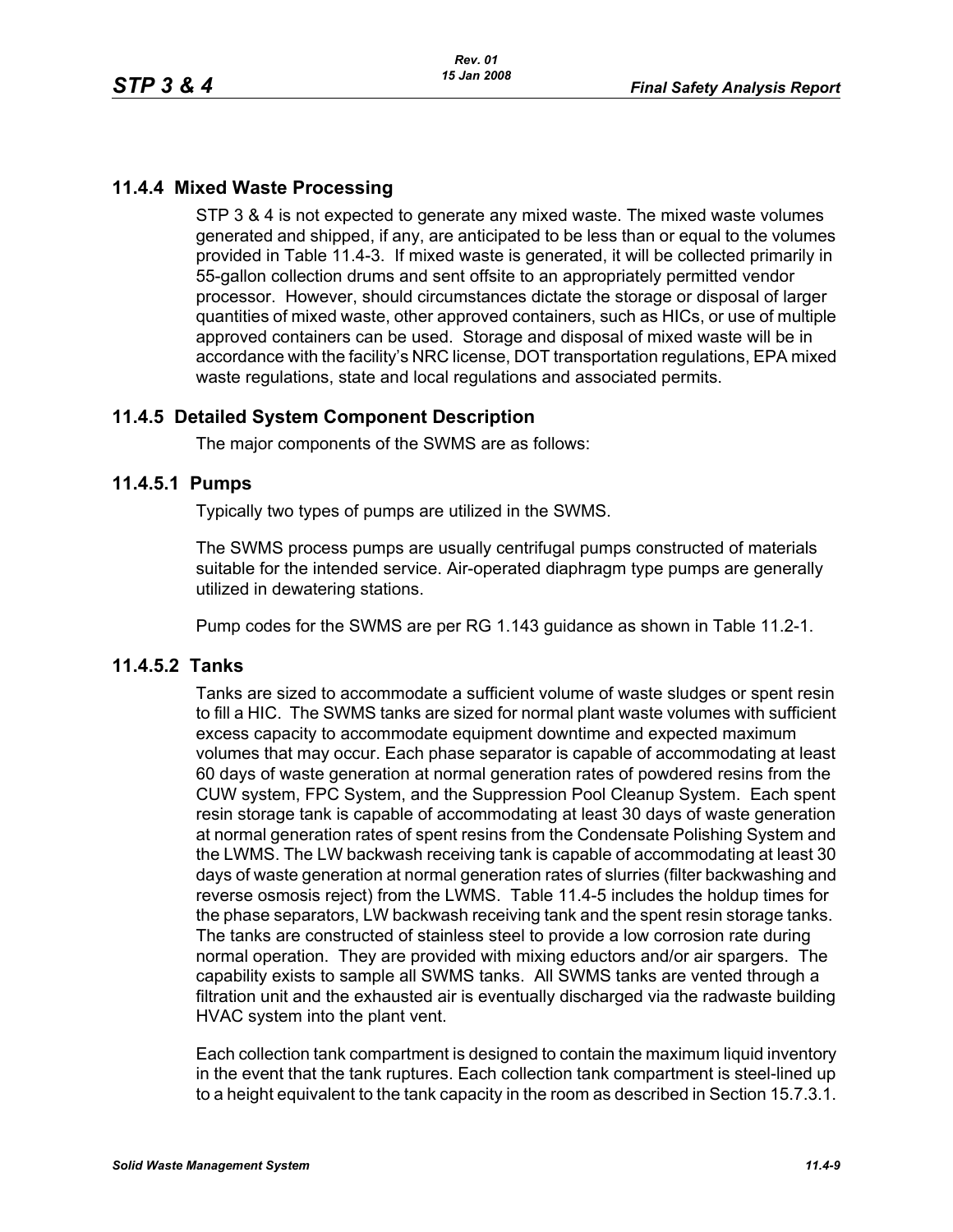## 11.4.4 Mixed Waste Processing

STP 3 & 4 is not expected to generate any mixed waste. The mixed waste volumes generated and shipped, if any, are anticipated to be less than or equal to the volumes provided in Table 11.4-3. If mixed waste is generated, it will be collected primarily in 55-gallon collection drums and sent offsite to an appropriately permitted vendor processor. However, should circumstances dictate the storage or disposal of larger quantities of mixed waste, other approved containers, such as HICs, or use of multiple approved containers can be used. Storage and disposal of mixed waste will be in accordance with the facility's NRC license, DOT transportation regulations, EPA mixed waste regulations, state and local regulations and associated permits.

## 11.4.5 Detailed System Component Description

The major components of the SWMS are as follows:

### 11.4.5.1 Pumps

Typically two types of pumps are utilized in the SWMS.

The SWMS process pumps are usually centrifugal pumps constructed of materials suitable for the intended service. Air-operated diaphragm type pumps are generally utilized in dewatering stations.

Pump codes for the SWMS are per RG 1.143 guidance as shown in Table 11.2-1.

### 11.4.5.2 Tanks

Tanks are sized to accommodate a sufficient volume of waste sludges or spent resin to fill a HIC. The SWMS tanks are sized for normal plant waste volumes with sufficient excess capacity to accommodate equipment downtime and expected maximum volumes that may occur. Each phase separator is capable of accommodating at least 60 days of waste generation at normal generation rates of powdered resins from the CUW system, FPC System, and the Suppression Pool Cleanup System. Each spent resin storage tank is capable of accommodating at least 30 days of waste generation at normal generation rates of spent resins from the Condensate Polishing System and the LWMS. The LW backwash receiving tank is capable of accommodating at least 30 days of waste generation at normal generation rates of slurries (filter backwashing and reverse osmosis reject) from the LWMS. Table 11.4-5 includes the holdup times for the phase separators, LW backwash receiving tank and the spent resin storage tanks. The tanks are constructed of stainless steel to provide a low corrosion rate during normal operation. They are provided with mixing eductors and/or air spargers. The capability exists to sample all SWMS tanks. All SWMS tanks are vented through a filtration unit and the exhausted air is eventually discharged via the radwaste building HVAC system into the plant vent.

Each collection tank compartment is designed to contain the maximum liquid inventory in the event that the tank ruptures. Each collection tank compartment is steel-lined up to a height equivalent to the tank capacity in the room as described in Section 15.7.3.1.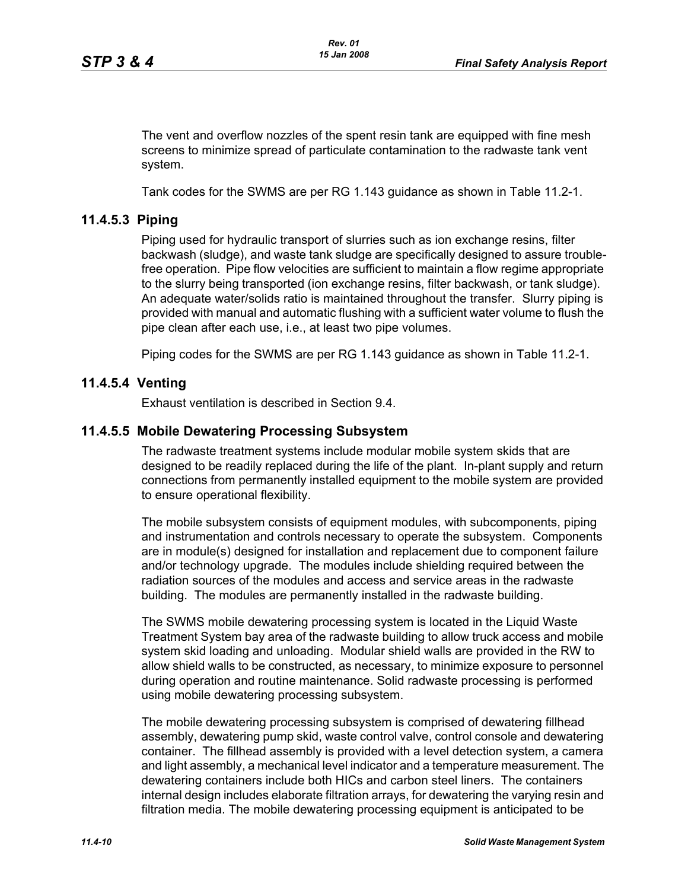The vent and overflow nozzles of the spent resin tank are equipped with fine mesh screens to minimize spread of particulate contamination to the radwaste tank vent system.

Tank codes for the SWMS are per RG 1.143 guidance as shown in Table 11.2-1.

### 11.4.5.3 Piping

Piping used for hydraulic transport of slurries such as ion exchange resins, filter backwash (sludge), and waste tank sludge are specifically designed to assure trouble-free operation. Pipe flow velocities are sufficient to maintain a flow regime appropriate to the slurry being transported (ion exchange resins, filter backwash, or tank sludge). An adequate water/solids ratio is maintained throughout the transfer. Slurry piping is provided with manual and automatic flushing with a sufficient water volume to flush the pipe clean after each use, i.e., at least two pipe volumes.

Piping codes for the SWMS are per RG 1.143 guidance as shown in Table 11.2-1.

### 11.4.5.4 Venting

Exhaust ventilation is described in Section 9.4.

### 11.4.5.5 Mobile Dewatering Processing Subsystem

The radwaste treatment systems include modular mobile system skids that are designed to be readily replaced during the life of the plant. In-plant supply and return connections from permanently installed equipment to the mobile system are provided to ensure operational flexibility.

The mobile subsystem consists of equipment modules, with subcomponents, piping and instrumentation and controls necessary to operate the subsystem. Components are in module(s) designed for installation and replacement due to component failure and/or technology upgrade. The modules include shielding required between the radiation sources of the modules and access and service areas in the radwaste building. The modules are permanently installed in the radwaste building.

The SWMS mobile dewatering processing system is located in the Liquid Waste Treatment System bay area of the radwaste building to allow truck access and mobile system skid loading and unloading. Modular shield walls are provided in the RW to allow shield walls to be constructed, as necessary, to minimize exposure to personnel during operation and routine maintenance. Solid radwaste processing is performed using mobile dewatering processing subsystem.

The mobile dewatering processing subsystem is comprised of dewatering fillhead assembly, dewatering pump skid, waste control valve, control console and dewatering container. The fillhead assembly is provided with a level detection system, a camera and light assembly, a mechanical level indicator and a temperature measurement. The dewatering containers include both HICs and carbon steel liners. The containers internal design includes elaborate filtration arrays, for dewatering the varying resin and filtration media. The mobile dewatering processing equipment is anticipated to be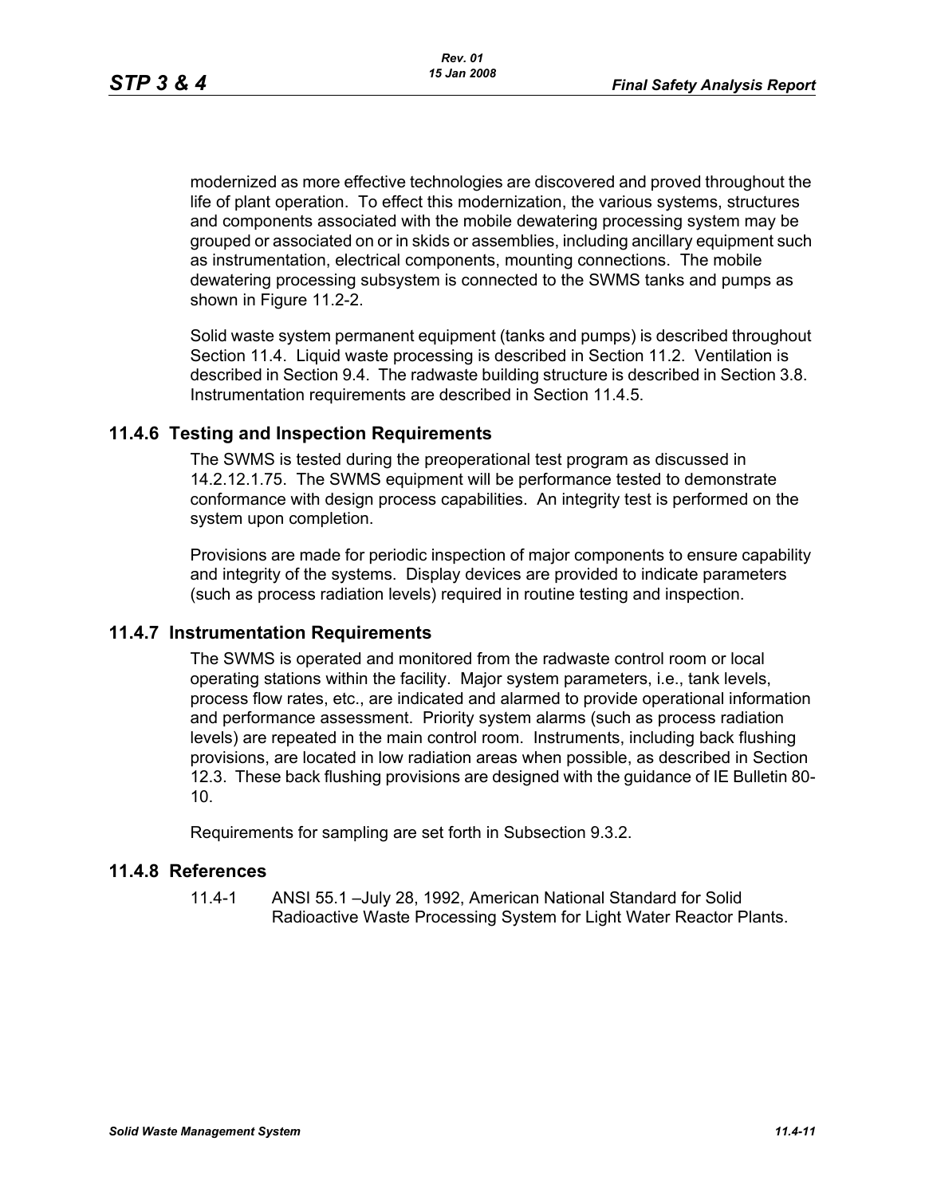modernized as more effective technologies are discovered and proved throughout the life of plant operation. To effect this modernization, the various systems, structures and components associated with the mobile dewatering processing system may be grouped or associated on or in skids or assemblies, including ancillary equipment such as instrumentation, electrical components, mounting connections. The mobile dewatering processing subsystem is connected to the SWMS tanks and pumps as shown in Figure 11.2-2.

Solid waste system permanent equipment (tanks and pumps) is described throughout Section 11.4. Liquid waste processing is described in Section 11.2. Ventilation is described in Section 9.4. The radwaste building structure is described in Section 3.8. Instrumentation requirements are described in Section 11.4.5.

## 11.4.6 Testing and Inspection Requirements

The SWMS is tested during the preoperational test program as discussed in 14.2.12.1.75. The SWMS equipment will be performance tested to demonstrate conformance with design process capabilities. An integrity test is performed on the system upon completion.

Provisions are made for periodic inspection of major components to ensure capability and integrity of the systems. Display devices are provided to indicate parameters (such as process radiation levels) required in routine testing and inspection.

## 11.4.7 Instrumentation Requirements

The SWMS is operated and monitored from the radwaste control room or local operating stations within the facility. Major system parameters, i.e., tank levels, process flow rates, etc., are indicated and alarmed to provide operational information and performance assessment. Priority system alarms (such as process radiation levels) are repeated in the main control room. Instruments, including back flushing provisions, are located in low radiation areas when possible, as described in Section 12.3. These back flushing provisions are designed with the guidance of IE Bulletin 80-10.

Requirements for sampling are set forth in Subsection 9.3.2.

## 11.4.8 References

11.4-1 ANSI 55.1 –July 28, 1992, American National Standard for Solid Radioactive Waste Processing System for Light Water Reactor Plants.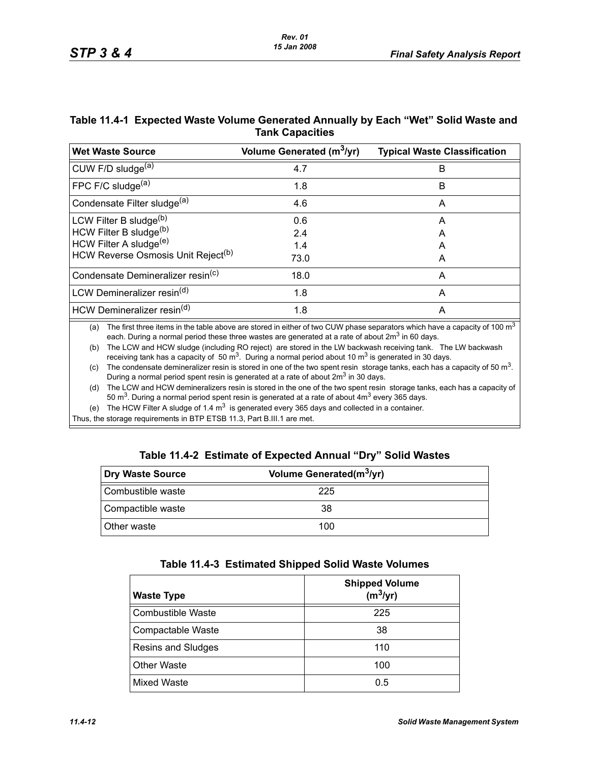### Table 11.4-1 Expected Waste Volume Generated Annually by Each "Wet" Solid Waste and Tank Capacities

| Wet Waste Source | Volume Generated ($m^3$/yr) | Typical Waste Classification |
|---|---|---|
| CUW F/D sludge[(a)] | 4.7 | B |
| FPC F/C sludge[(a)] | 1.8 | B |
| Condensate Filter sludge[(a)] | 4.6 | A |
| LCW Filter B sludge[(b)]<br>HCW Filter B sludge[(b)]<br>HCW Filter A sludge[(e)]<br>HCW Reverse Osmosis Unit Reject[(b)] | 0.6<br>2.4<br>1.4<br>73.0 | A<br>A<br>A<br>A |
| Condensate Demineralizer resin[(c)] | 18.0 | A |
| LCW Demineralizer resin[(d)] | 1.8 | A |
| HCW Demineralizer resin[(d)] | 1.8 | A |

(a) The first three items in the table above are stored in either of two CUW phase separators which have a capacity of 100 $m^3$ each. During a normal period these three wastes are generated at a rate of about 2$m^3$ in 60 days.

(b) The LCW and HCW sludge (including RO reject) are stored in the LW backwash receiving tank. The LW backwash receiving tank has a capacity of 50 $m^3$. During a normal period about 10 $m^3$ is generated in 30 days.

(c) The condensate demineralizer resin is stored in one of the two spent resin storage tanks, each has a capacity of 50 $m^3$. During a normal period spent resin is generated at a rate of about 2$m^3$ in 30 days.

(d) The LCW and HCW demineralizers resin is stored in the one of the two spent resin storage tanks, each has a capacity of 50 $m^3$. During a normal period spent resin is generated at a rate of about 4$m^3$ every 365 days.

(e) The HCW Filter A sludge of 1.4 $m^3$ is generated every 365 days and collected in a container.

Thus, the storage requirements in BTP ETSB 11.3, Part B.III.1 are met.

### Table 11.4-2 Estimate of Expected Annual "Dry" Solid Wastes

| Dry Waste Source | Volume Generated($m^3$/yr) |
|---|---|
| Combustible waste | 225 |
| Compactible waste | 38 |
| Other waste | 100 |

### Table 11.4-3 Estimated Shipped Solid Waste Volumes

| Waste Type | Shipped Volume ($m^3$/yr) |
|---|---|
| Combustible Waste | 225 |
| Compactable Waste | 38 |
| Resins and Sludges | 110 |
| Other Waste | 100 |
| Mixed Waste | 0.5 |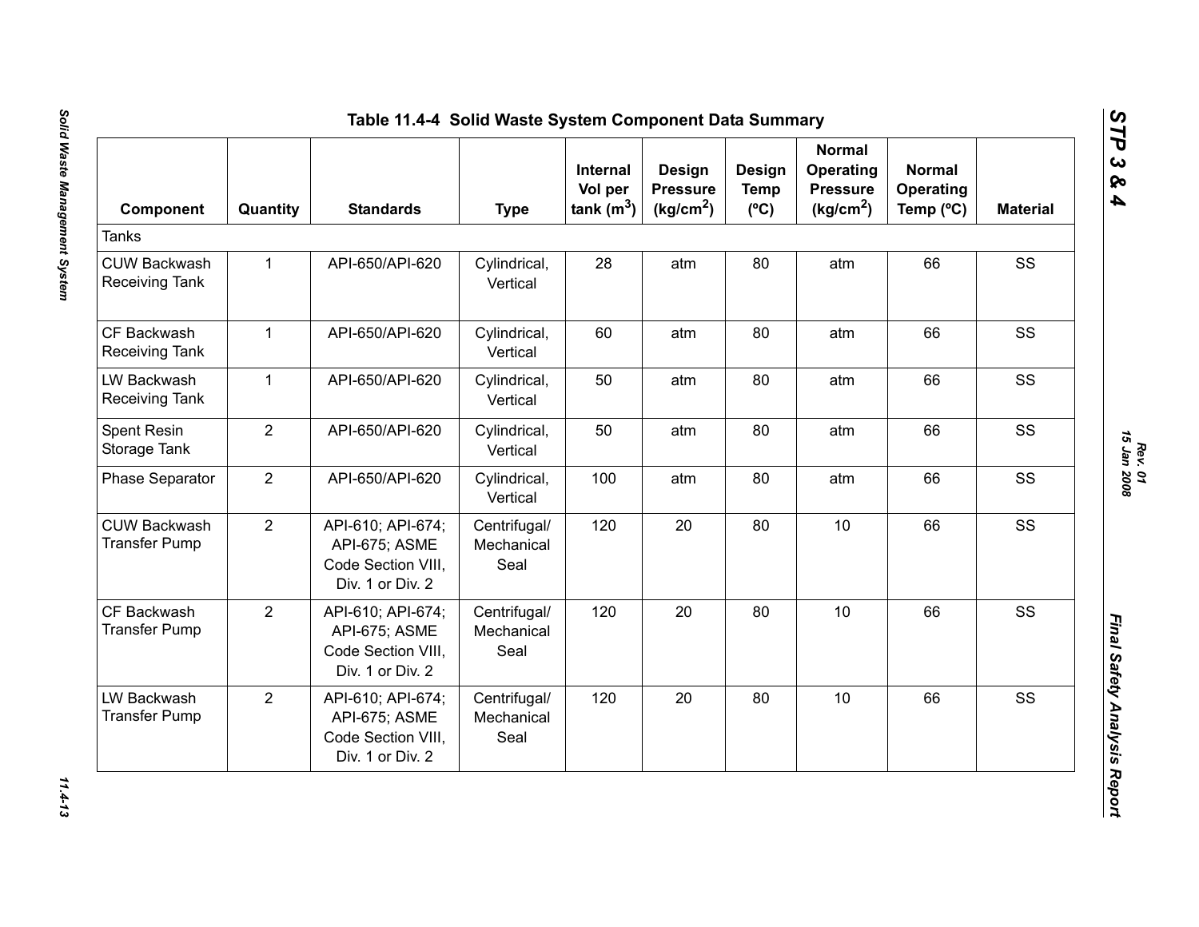## Table 11.4-4 Solid Waste System Component Data Summary

| Component | Quantity | Standards | Type | Internal Vol per tank ($m^3$) | Design Pressure ($kg/cm^2$) | Design Temp (ºC) | Normal Operating Pressure ($kg/cm^2$) | Normal Operating Temp (ºC) | Material |
|---|---|---|---|---|---|---|---|---|---|
| Tanks | | | | | | | | | |
| CUW Backwash Receiving Tank | 1 | API-650/API-620 | Cylindrical, Vertical | 28 | atm | 80 | atm | 66 | SS |
| CF Backwash Receiving Tank | 1 | API-650/API-620 | Cylindrical, Vertical | 60 | atm | 80 | atm | 66 | SS |
| LW Backwash Receiving Tank | 1 | API-650/API-620 | Cylindrical, Vertical | 50 | atm | 80 | atm | 66 | SS |
| Spent Resin Storage Tank | 2 | API-650/API-620 | Cylindrical, Vertical | 50 | atm | 80 | atm | 66 | SS |
| Phase Separator | 2 | API-650/API-620 | Cylindrical, Vertical | 100 | atm | 80 | atm | 66 | SS |
| CUW Backwash Transfer Pump | 2 | API-610; API-674; API-675; ASME Code Section VIII, Div. 1 or Div. 2 | Centrifugal/ Mechanical Seal | 120 | 20 | 80 | 10 | 66 | SS |
| CF Backwash Transfer Pump | 2 | API-610; API-674; API-675; ASME Code Section VIII, Div. 1 or Div. 2 | Centrifugal/ Mechanical Seal | 120 | 20 | 80 | 10 | 66 | SS |
| LW Backwash Transfer Pump | 2 | API-610; API-674; API-675; ASME Code Section VIII, Div. 1 or Div. 2 | Centrifugal/ Mechanical Seal | 120 | 20 | 80 | 10 | 66 | SS |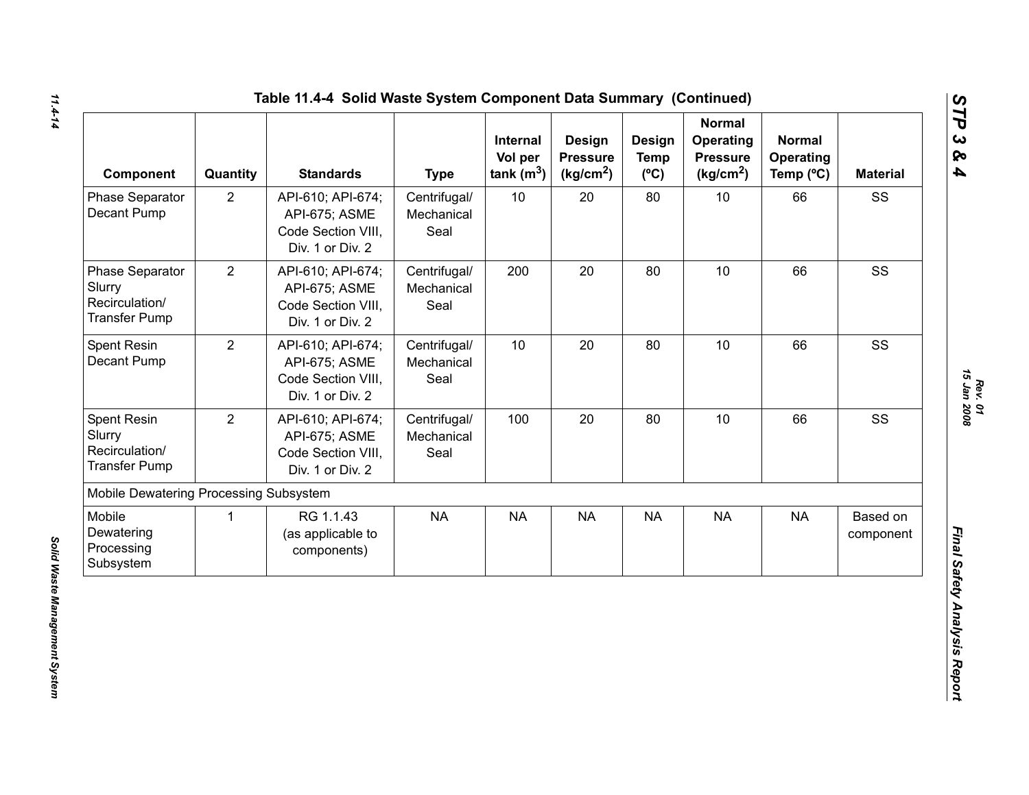### Table 11.4-4 Solid Waste System Component Data Summary (Continued)

| Component | Quantity | Standards | Type | Internal Vol per tank ($m^3$) | Design Pressure ($kg/cm^2$) | Design Temp (ºC) | Normal Operating Pressure ($kg/cm^2$) | Normal Operating Temp (ºC) | Material |
|---|---|---|---|---|---|---|---|---|---|
| Phase Separator Decant Pump | 2 | API-610; API-674; API-675; ASME Code Section VIII, Div. 1 or Div. 2 | Centrifugal/ Mechanical Seal | 10 | 20 | 80 | 10 | 66 | SS |
| Phase Separator Slurry Recirculation/ Transfer Pump | 2 | API-610; API-674; API-675; ASME Code Section VIII, Div. 1 or Div. 2 | Centrifugal/ Mechanical Seal | 200 | 20 | 80 | 10 | 66 | SS |
| Spent Resin Decant Pump | 2 | API-610; API-674; API-675; ASME Code Section VIII, Div. 1 or Div. 2 | Centrifugal/ Mechanical Seal | 10 | 20 | 80 | 10 | 66 | SS |
| Spent Resin Slurry Recirculation/ Transfer Pump | 2 | API-610; API-674; API-675; ASME Code Section VIII, Div. 1 or Div. 2 | Centrifugal/ Mechanical Seal | 100 | 20 | 80 | 10 | 66 | SS |
| Mobile Dewatering Processing Subsystem | | | | | | | | | |
| Mobile Dewatering Processing Subsystem | 1 | RG 1.1.43 (as applicable to components) | NA | NA | NA | NA | NA | NA | Based on component |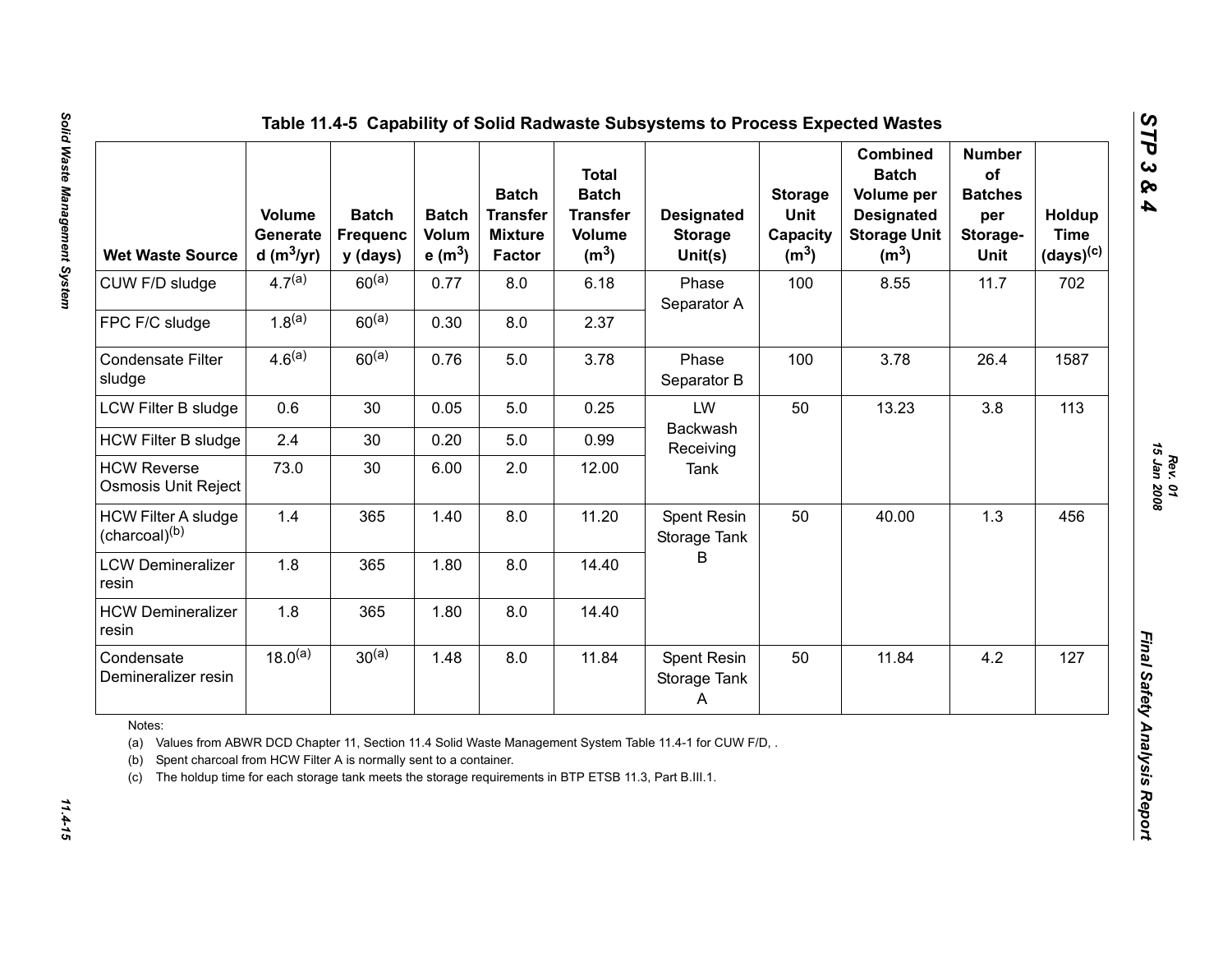## Table 11.4-5 Capability of Solid Radwaste Subsystems to Process Expected Wastes

| Wet Waste Source | Volume Generated ($m^3$/yr) | Batch Frequency (days) | Batch Volume ($m^3$) | Batch Transfer Mixture Factor | Total Batch Transfer Volume ($m^3$) | Designated Storage Unit(s) | Storage Unit Capacity ($m^3$) | Combined Batch Volume per Designated Storage Unit ($m^3$) | Number of Batches per Storage-Unit | Holdup Time (days)[c] |
|---|---|---|---|---|---|---|---|---|---|---|
| CUW F/D sludge | 4.7[a] | 60[a] | 0.77 | 8.0 | 6.18 | Phase Separator A | 100 | 8.55 | 11.7 | 702 |
| FPC F/C sludge | 1.8[a] | 60[a] | 0.30 | 8.0 | 2.37 | | | | | |
| Condensate Filter sludge | 4.6[a] | 60[a] | 0.76 | 5.0 | 3.78 | Phase Separator B | 100 | 3.78 | 26.4 | 1587 |
| LCW Filter B sludge | 0.6 | 30 | 0.05 | 5.0 | 0.25 | LW Backwash Receiving Tank | 50 | 13.23 | 3.8 | 113 |
| HCW Filter B sludge | 2.4 | 30 | 0.20 | 5.0 | 0.99 | | | | | |
| HCW Reverse Osmosis Unit Reject | 73.0 | 30 | 6.00 | 2.0 | 12.00 | | | | | |
| HCW Filter A sludge (charcoal)[b] | 1.4 | 365 | 1.40 | 8.0 | 11.20 | Spent Resin Storage Tank B | 50 | 40.00 | 1.3 | 456 |
| LCW Demineralizer resin | 1.8 | 365 | 1.80 | 8.0 | 14.40 | | | | | |
| HCW Demineralizer resin | 1.8 | 365 | 1.80 | 8.0 | 14.40 | | | | | |
| Condensate Demineralizer resin | 18.0[a] | 30[a] | 1.48 | 8.0 | 11.84 | Spent Resin Storage Tank A | 50 | 11.84 | 4.2 | 127 |

Notes:

(a) Values from ABWR DCD Chapter 11, Section 11.4 Solid Waste Management System Table 11.4-1 for CUW F/D, .

(b) Spent charcoal from HCW Filter A is normally sent to a container.

(c) The holdup time for each storage tank meets the storage requirements in BTP ETSB 11.3, Part B.III.1.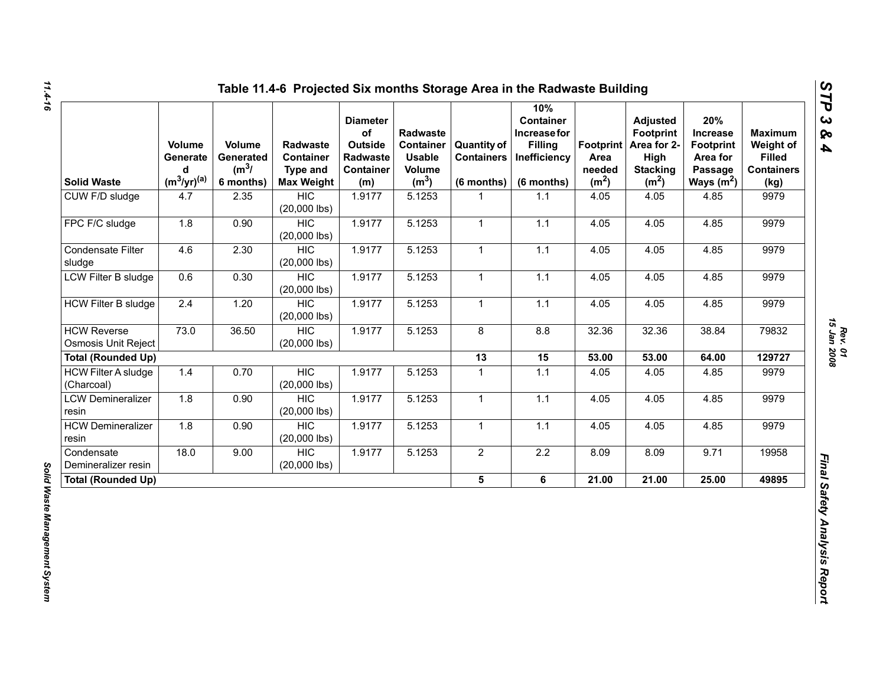# Table 11.4-6 Projected Six months Storage Area in the Radwaste Building

| Solid Waste | Volume Generated ($m^3$/yr)[(a)] | Volume Generated ($m^3$/ 6 months) | Radwaste Container Type and Max Weight | Diameter of Outside Radwaste Container (m) | Radwaste Container Usable Volume ($m^3$) | Quantity of Containers (6 months) | 10% Container Increase for Filling Inefficiency (6 months) | Footprint Area needed ($m^2$) | Adjusted Footprint Area for 2-High Stacking ($m^2$) | 20% Increase Footprint Area for Passage Ways ($m^2$) | Maximum Weight of Filled Containers (kg) |
|---|---|---|---|---|---|---|---|---|---|---|---|
| CUW F/D sludge | 4.7 | 2.35 | HIC (20,000 lbs) | 1.9177 | 5.1253 | 1 | 1.1 | 4.05 | 4.05 | 4.85 | 9979 |
| FPC F/C sludge | 1.8 | 0.90 | HIC (20,000 lbs) | 1.9177 | 5.1253 | 1 | 1.1 | 4.05 | 4.05 | 4.85 | 9979 |
| Condensate Filter sludge | 4.6 | 2.30 | HIC (20,000 lbs) | 1.9177 | 5.1253 | 1 | 1.1 | 4.05 | 4.05 | 4.85 | 9979 |
| LCW Filter B sludge | 0.6 | 0.30 | HIC (20,000 lbs) | 1.9177 | 5.1253 | 1 | 1.1 | 4.05 | 4.05 | 4.85 | 9979 |
| HCW Filter B sludge | 2.4 | 1.20 | HIC (20,000 lbs) | 1.9177 | 5.1253 | 1 | 1.1 | 4.05 | 4.05 | 4.85 | 9979 |
| HCW Reverse Osmosis Unit Reject | 73.0 | 36.50 | HIC (20,000 lbs) | 1.9177 | 5.1253 | 8 | 8.8 | 32.36 | 32.36 | 38.84 | 79832 |
| **Total (Rounded Up)** | | | | | | **13** | **15** | **53.00** | **53.00** | **64.00** | **129727** |
| HCW Filter A sludge (Charcoal) | 1.4 | 0.70 | HIC (20,000 lbs) | 1.9177 | 5.1253 | 1 | 1.1 | 4.05 | 4.05 | 4.85 | 9979 |
| LCW Demineralizer resin | 1.8 | 0.90 | HIC (20,000 lbs) | 1.9177 | 5.1253 | 1 | 1.1 | 4.05 | 4.05 | 4.85 | 9979 |
| HCW Demineralizer resin | 1.8 | 0.90 | HIC (20,000 lbs) | 1.9177 | 5.1253 | 1 | 1.1 | 4.05 | 4.05 | 4.85 | 9979 |
| Condensate Demineralizer resin | 18.0 | 9.00 | HIC (20,000 lbs) | 1.9177 | 5.1253 | 2 | 2.2 | 8.09 | 8.09 | 9.71 | 19958 |
| **Total (Rounded Up)** | | | | | | **5** | **6** | **21.00** | **21.00** | **25.00** | **49895** |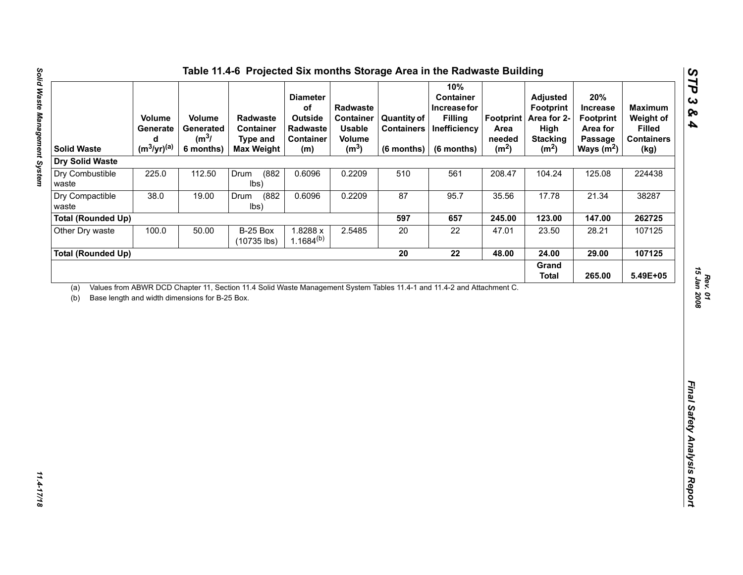## Table 11.4-6 Projected Six months Storage Area in the Radwaste Building

| Solid Waste | Volume Generated ($m^3$/yr)[(a)] | Volume Generated ($m^3$/ 6 months) | Radwaste Container Type and Max Weight | Diameter of Outside Radwaste Container (m) | Radwaste Container Usable Volume ($m^3$) | Quantity of Containers (6 months) | 10% Container Increase for Filling Inefficiency (6 months) | Footprint Area needed ($m^2$) | Adjusted Footprint Area for 2-High Stacking ($m^2$) | 20% Increase Footprint Area for Passage Ways ($m^2$) | Maximum Weight of Filled Containers (kg) |
|---|---|---|---|---|---|---|---|---|---|---|---|
| **Dry Solid Waste** | | | | | | | | | | | |
| Dry Combustible waste | 225.0 | 112.50 | Drum (882 lbs) | 0.6096 | 0.2209 | 510 | 561 | 208.47 | 104.24 | 125.08 | 224438 |
| Dry Compactible waste | 38.0 | 19.00 | Drum (882 lbs) | 0.6096 | 0.2209 | 87 | 95.7 | 35.56 | 17.78 | 21.34 | 38287 |
| **Total (Rounded Up)** | | | | | | **597** | **657** | **245.00** | **123.00** | **147.00** | **262725** |
| Other Dry waste | 100.0 | 50.00 | B-25 Box (10735 lbs) | 1.8288 x 1.1684[(b)] | 2.5485 | 20 | 22 | 47.01 | 23.50 | 28.21 | 107125 |
| **Total (Rounded Up)** | | | | | | **20** | **22** | **48.00** | **24.00** | **29.00** | **107125** |
| | | | | | | | | | **Grand Total** | **265.00** | **5.49E+05** |

(a) Values from ABWR DCD Chapter 11, Section 11.4 Solid Waste Management System Tables 11.4-1 and 11.4-2 and Attachment C.

(b) Base length and width dimensions for B-25 Box.